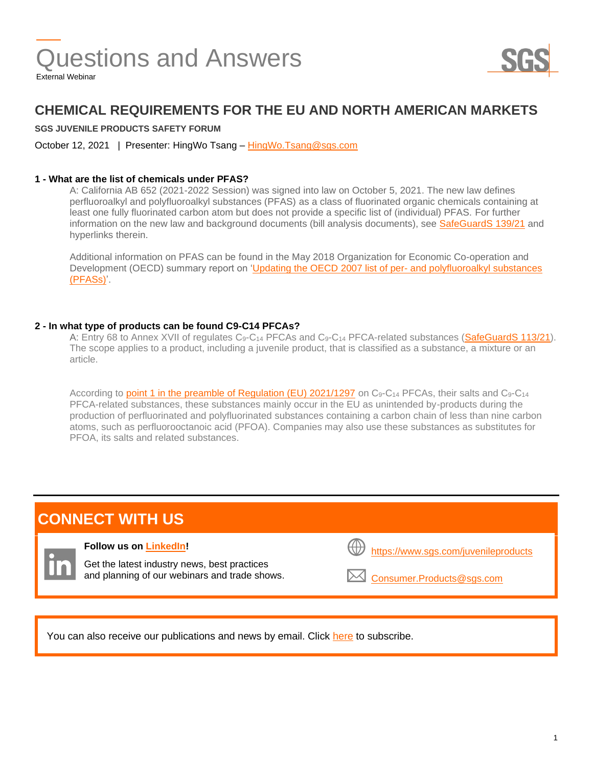# Questions and Answers

External Webinar

## CHEMICAL REQUIREMENTS FOR THE EU AND NORTH AMERICAN MARKETS

**SGS JUVENILE PRODUCTS SAFETY FORUM**

October 12, 2021 | Presenter: HingWo Tsang – HingWo.Tsang@sgs.com

### 1 - What are the list of chemicals under PFAS?

A: California AB 652 (2021-2022 Session) was signed into law on October 5, 2021. The new law defines perfluoroalkyl and polyfluoroalkyl substances (PFAS) as a class of fluorinated organic chemicals containing at least one fully fluorinated carbon atom but does not provide a specific list of (individual) PFAS. For further information on the new law and background documents (bill analysis documents), see SafeGuardS 139/21 and hyperlinks therein.

Additional information on PFAS can be found in the May 2018 Organization for Economic Co-operation and Development (OECD) summary report on 'Updating the OECD 2007 list of per- and polyfluoroalkyl substances (PFASs)'.

### 2 - In what type of products can be found C9-C14 PFCAs?

A: Entry 68 to Annex XVII of regulates $C_9$-$C_{14}$ PFCAs and $C_9$-$C_{14}$ PFCA-related substances (SafeGuardS 113/21). The scope applies to a product, including a juvenile product, that is classified as a substance, a mixture or an article.

According to point 1 in the preamble of Regulation (EU) 2021/1297 on $C_9$-$C_{14}$ PFCAs, their salts and $C_9$-$C_{14}$ PFCA-related substances, these substances mainly occur in the EU as unintended by-products during the production of perfluorinated and polyfluorinated substances containing a carbon chain of less than nine carbon atoms, such as perfluorooctanoic acid (PFOA). Companies may also use these substances as substitutes for PFOA, its salts and related substances.

## CONNECT WITH US

**Follow us on LinkedIn!**

Get the latest industry news, best practices and planning of our webinars and trade shows.

https://www.sgs.com/juvenileproducts

Consumer.Products@sgs.com

You can also receive our publications and news by email. Click here to subscribe.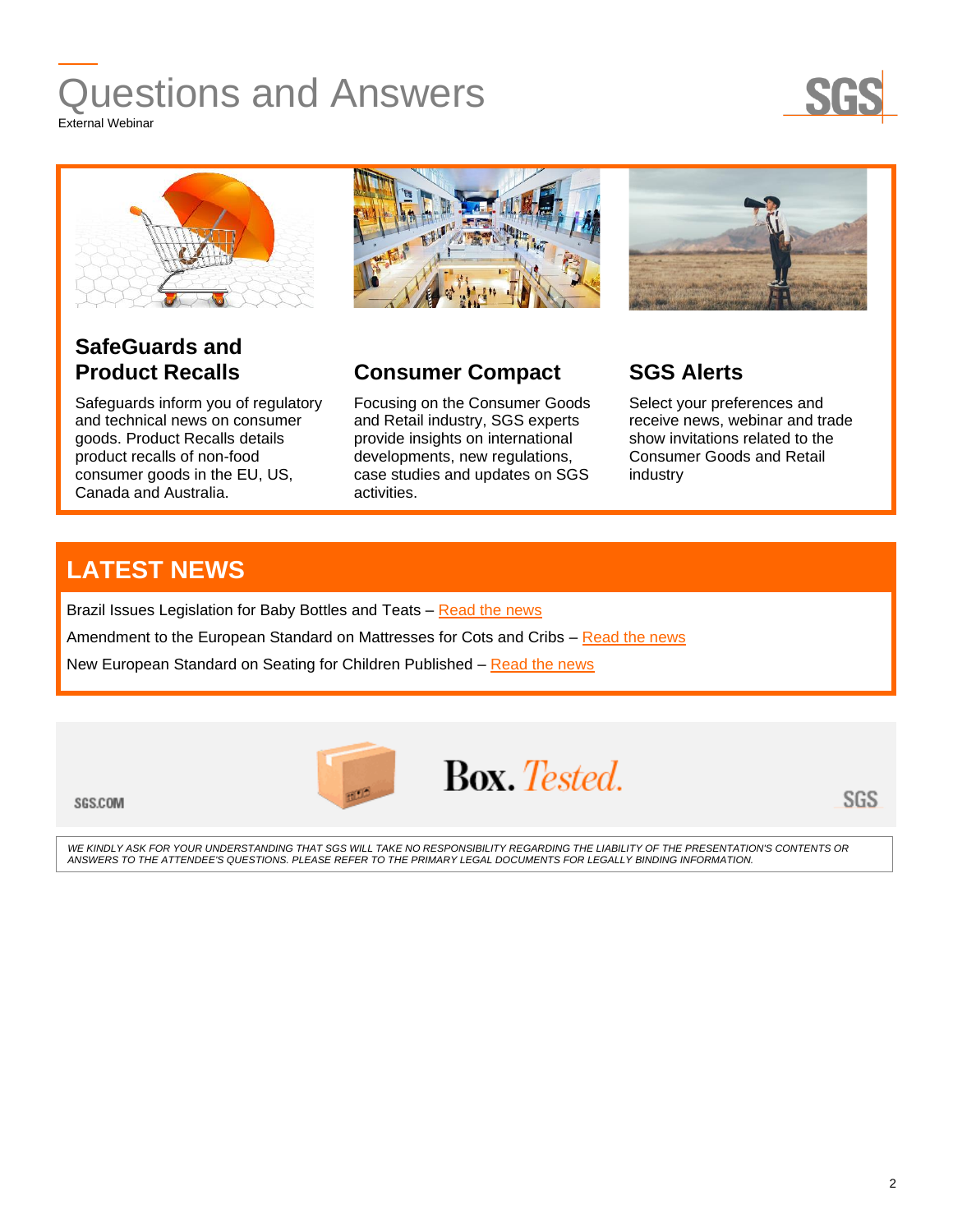# Questions and Answers

External Webinar

### SafeGuards and Product Recalls

Safeguards inform you of regulatory and technical news on consumer goods. Product Recalls details product recalls of non-food consumer goods in the EU, US, Canada and Australia.

### Consumer Compact

Focusing on the Consumer Goods and Retail industry, SGS experts provide insights on international developments, new regulations, case studies and updates on SGS activities.

### SGS Alerts

Select your preferences and receive news, webinar and trade show invitations related to the Consumer Goods and Retail industry

## LATEST NEWS

Brazil Issues Legislation for Baby Bottles and Teats – Read the news

Amendment to the European Standard on Mattresses for Cots and Cribs – Read the news

New European Standard on Seating for Children Published – Read the news

SGS.COM

Box. *Tested.*

SGS

*WE KINDLY ASK FOR YOUR UNDERSTANDING THAT SGS WILL TAKE NO RESPONSIBILITY REGARDING THE LIABILITY OF THE PRESENTATION'S CONTENTS OR ANSWERS TO THE ATTENDEE'S QUESTIONS. PLEASE REFER TO THE PRIMARY LEGAL DOCUMENTS FOR LEGALLY BINDING INFORMATION.*